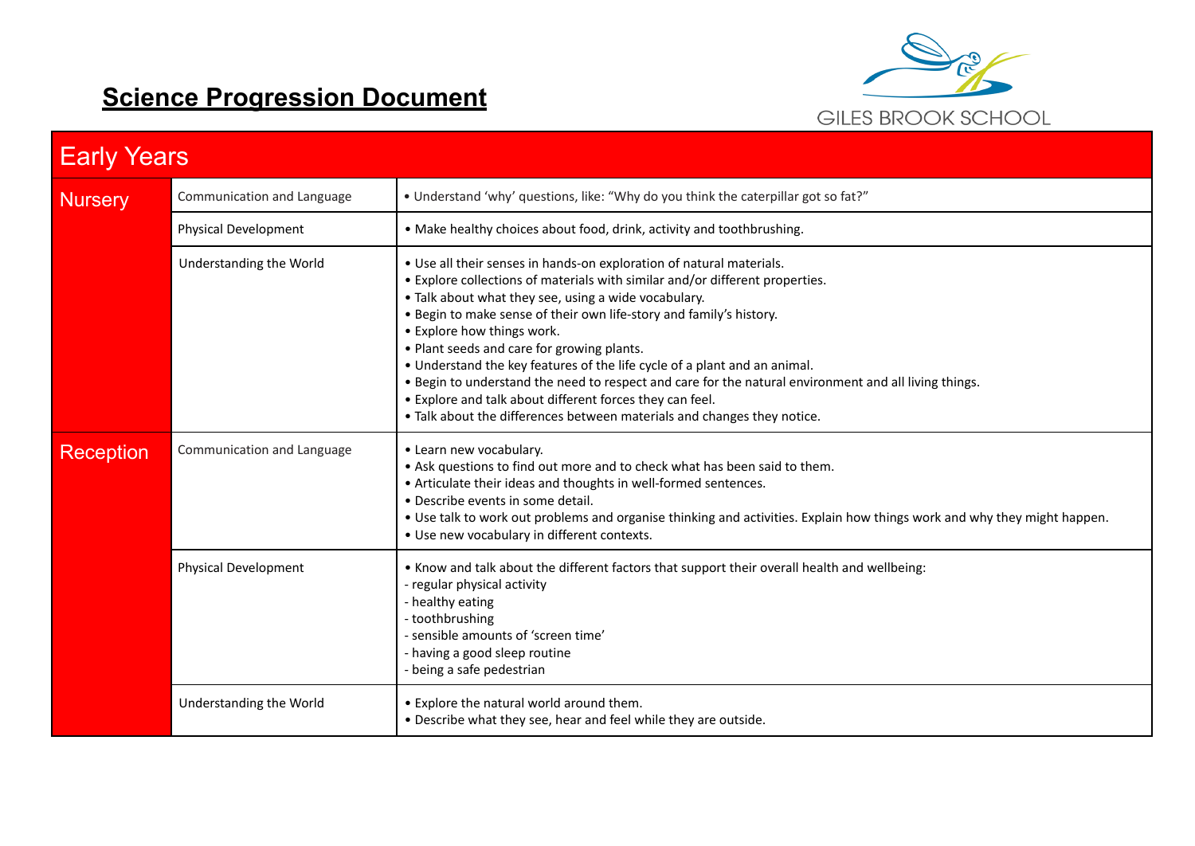# Science Progression Document

GILES BROOK SCHOOL

| Early Years | | |
|---|---|---|
| Nursery | Communication and Language | • Understand 'why' questions, like: "Why do you think the caterpillar got so fat?" |
| | Physical Development | • Make healthy choices about food, drink, activity and toothbrushing. |
| | Understanding the World | • Use all their senses in hands-on exploration of natural materials.<br>• Explore collections of materials with similar and/or different properties.<br>• Talk about what they see, using a wide vocabulary.<br>• Begin to make sense of their own life-story and family's history.<br>• Explore how things work.<br>• Plant seeds and care for growing plants.<br>• Understand the key features of the life cycle of a plant and an animal.<br>• Begin to understand the need to respect and care for the natural environment and all living things.<br>• Explore and talk about different forces they can feel.<br>• Talk about the differences between materials and changes they notice. |
| Reception | Communication and Language | • Learn new vocabulary.<br>• Ask questions to find out more and to check what has been said to them.<br>• Articulate their ideas and thoughts in well-formed sentences.<br>• Describe events in some detail.<br>• Use talk to work out problems and organise thinking and activities. Explain how things work and why they might happen.<br>• Use new vocabulary in different contexts. |
| | Physical Development | • Know and talk about the different factors that support their overall health and wellbeing:<br>- regular physical activity<br>- healthy eating<br>- toothbrushing<br>- sensible amounts of 'screen time'<br>- having a good sleep routine<br>- being a safe pedestrian |
| | Understanding the World | • Explore the natural world around them.<br>• Describe what they see, hear and feel while they are outside. |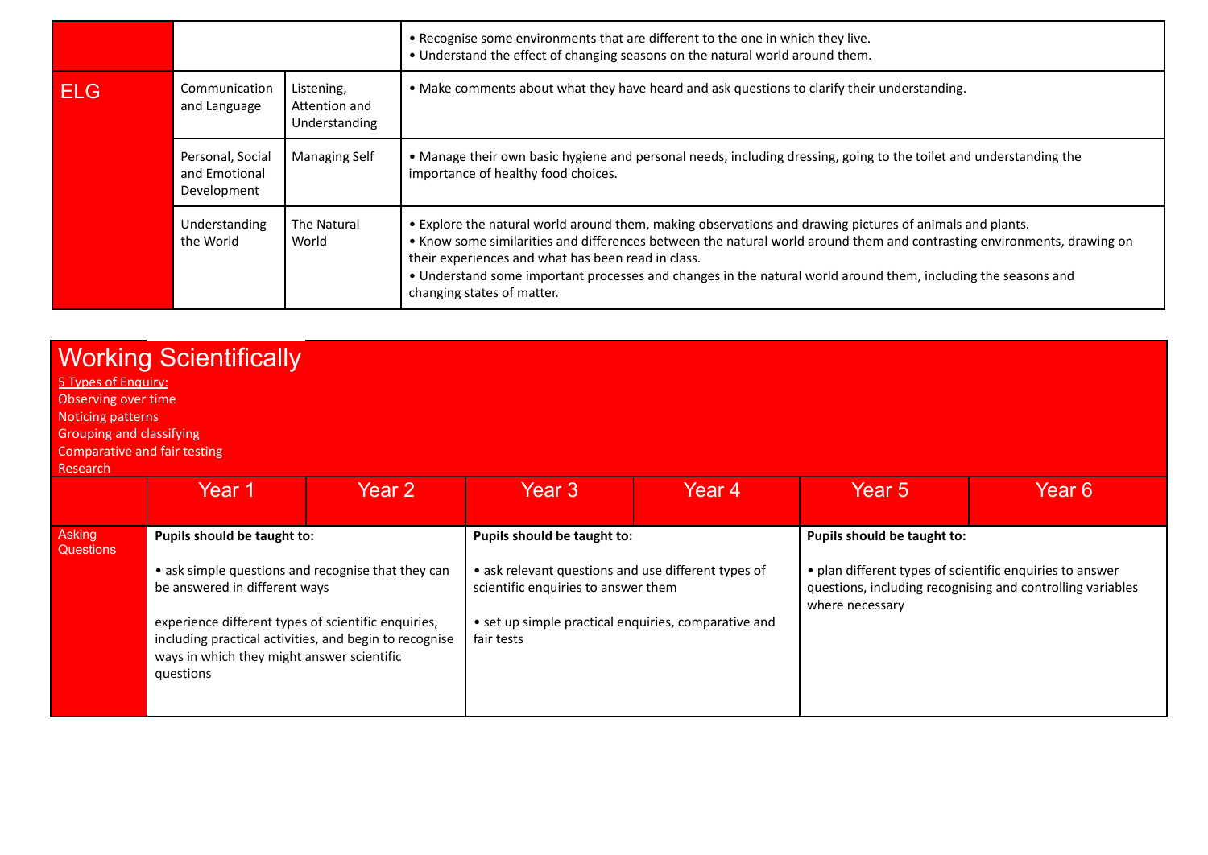| | | | |
|---|---|---|---|
| | | | • Recognise some environments that are different to the one in which they live.<br>• Understand the effect of changing seasons on the natural world around them. |
| ELG | Communication and Language | Listening, Attention and Understanding | • Make comments about what they have heard and ask questions to clarify their understanding. |
| | Personal, Social and Emotional Development | Managing Self | • Manage their own basic hygiene and personal needs, including dressing, going to the toilet and understanding the importance of healthy food choices. |
| | Understanding the World | The Natural World | • Explore the natural world around them, making observations and drawing pictures of animals and plants.<br>• Know some similarities and differences between the natural world around them and contrasting environments, drawing on their experiences and what has been read in class.<br>• Understand some important processes and changes in the natural world around them, including the seasons and changing states of matter. |

# Working Scientifically

5 Types of Enquiry:
Observing over time
Noticing patterns
Grouping and classifying
Comparative and fair testing
Research

| | Year 1 | Year 2 | Year 3 | Year 4 | Year 5 | Year 6 |
|---|---|---|---|---|---|---|
| Asking Questions | **Pupils should be taught to:**<br><br>• ask simple questions and recognise that they can be answered in different ways<br><br>experience different types of scientific enquiries, including practical activities, and begin to recognise ways in which they might answer scientific questions | | **Pupils should be taught to:**<br><br>• ask relevant questions and use different types of scientific enquiries to answer them<br><br>• set up simple practical enquiries, comparative and fair tests | | **Pupils should be taught to:**<br><br>• plan different types of scientific enquiries to answer questions, including recognising and controlling variables where necessary | |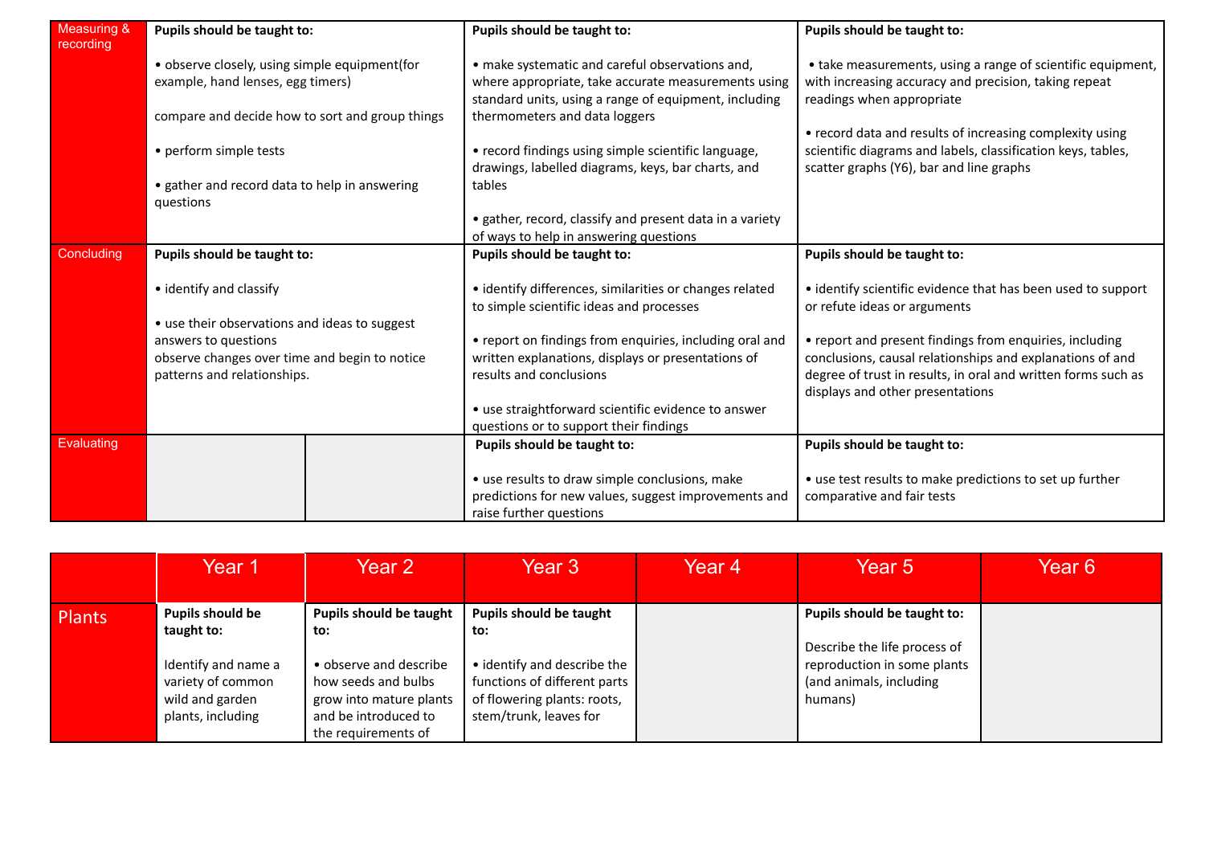| | | | |
|---|---|---|---|
| Measuring & recording | **Pupils should be taught to:**<br><br>• observe closely, using simple equipment(for example, hand lenses, egg timers)<br><br>compare and decide how to sort and group things<br><br>• perform simple tests<br><br>• gather and record data to help in answering questions | **Pupils should be taught to:**<br><br>• make systematic and careful observations and, where appropriate, take accurate measurements using standard units, using a range of equipment, including thermometers and data loggers<br><br>• record findings using simple scientific language, drawings, labelled diagrams, keys, bar charts, and tables<br><br>• gather, record, classify and present data in a variety of ways to help in answering questions | **Pupils should be taught to:**<br><br>• take measurements, using a range of scientific equipment, with increasing accuracy and precision, taking repeat readings when appropriate<br><br>• record data and results of increasing complexity using scientific diagrams and labels, classification keys, tables, scatter graphs (Y6), bar and line graphs |
| Concluding | **Pupils should be taught to:**<br><br>• identify and classify<br><br>• use their observations and ideas to suggest answers to questions<br>observe changes over time and begin to notice patterns and relationships. | **Pupils should be taught to:**<br><br>• identify differences, similarities or changes related to simple scientific ideas and processes<br><br>• report on findings from enquiries, including oral and written explanations, displays or presentations of results and conclusions<br><br>• use straightforward scientific evidence to answer questions or to support their findings | **Pupils should be taught to:**<br><br>• identify scientific evidence that has been used to support or refute ideas or arguments<br><br>• report and present findings from enquiries, including conclusions, causal relationships and explanations of and degree of trust in results, in oral and written forms such as displays and other presentations |
| Evaluating | | **Pupils should be taught to:**<br><br>• use results to draw simple conclusions, make predictions for new values, suggest improvements and raise further questions | **Pupils should be taught to:**<br><br>• use test results to make predictions to set up further comparative and fair tests |

| | Year 1 | Year 2 | Year 3 | Year 4 | Year 5 | Year 6 |
|---|---|---|---|---|---|---|
| Plants | **Pupils should be taught to:**<br><br>Identify and name a variety of common wild and garden plants, including | **Pupils should be taught to:**<br><br>• observe and describe how seeds and bulbs grow into mature plants and be introduced to the requirements of | **Pupils should be taught to:**<br><br>• identify and describe the functions of different parts of flowering plants: roots, stem/trunk, leaves for | | **Pupils should be taught to:**<br><br>Describe the life process of reproduction in some plants (and animals, including humans) | |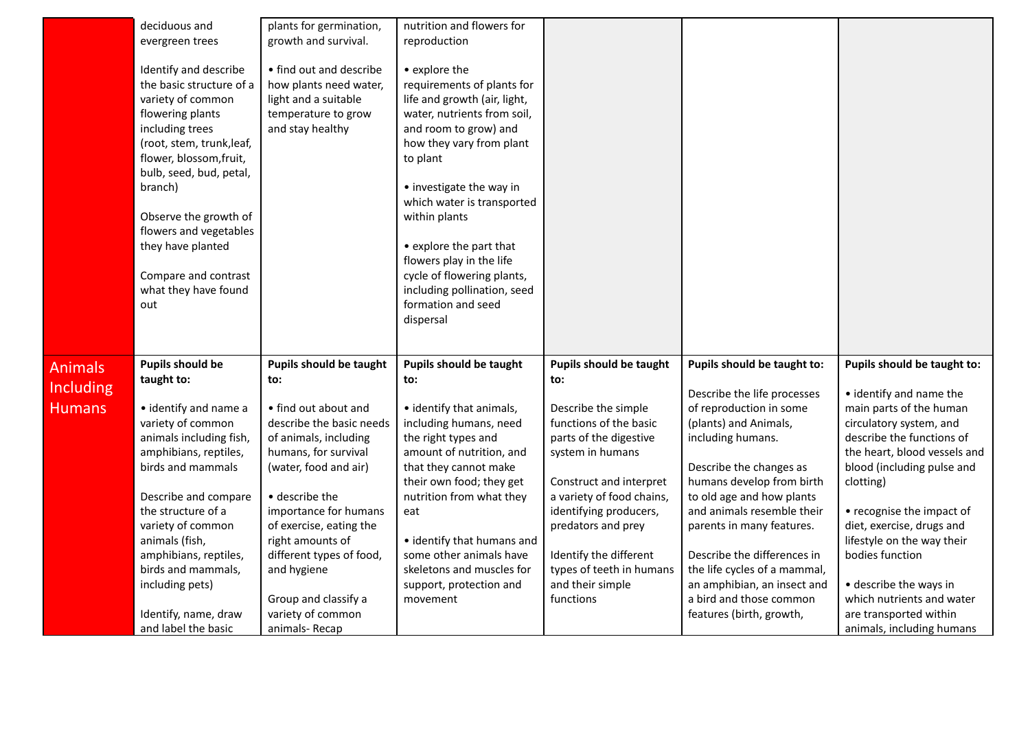| | | | | | | |
|---|---|---|---|---|---|---|
| | deciduous and evergreen trees<br><br>Identify and describe the basic structure of a variety of common flowering plants including trees (root, stem, trunk,leaf, flower, blossom,fruit, bulb, seed, bud, petal, branch)<br><br>Observe the growth of flowers and vegetables they have planted<br><br>Compare and contrast what they have found out | plants for germination, growth and survival.<br><br>• find out and describe how plants need water, light and a suitable temperature to grow and stay healthy | nutrition and flowers for reproduction<br><br>• explore the requirements of plants for life and growth (air, light, water, nutrients from soil, and room to grow) and how they vary from plant to plant<br><br>• investigate the way in which water is transported within plants<br><br>• explore the part that flowers play in the life cycle of flowering plants, including pollination, seed formation and seed dispersal | | | |
| Animals Including Humans | **Pupils should be taught to:**<br><br>• identify and name a variety of common animals including fish, amphibians, reptiles, birds and mammals<br><br>Describe and compare the structure of a variety of common animals (fish, amphibians, reptiles, birds and mammals, including pets)<br><br>Identify, name, draw and label the basic | **Pupils should be taught to:**<br><br>• find out about and describe the basic needs of animals, including humans, for survival (water, food and air)<br><br>• describe the importance for humans of exercise, eating the right amounts of different types of food, and hygiene<br><br>Group and classify a variety of common animals- Recap | **Pupils should be taught to:**<br><br>• identify that animals, including humans, need the right types and amount of nutrition, and that they cannot make their own food; they get nutrition from what they eat<br><br>• identify that humans and some other animals have skeletons and muscles for support, protection and movement | **Pupils should be taught to:**<br><br>Describe the simple functions of the basic parts of the digestive system in humans<br><br>Construct and interpret a variety of food chains, identifying producers, predators and prey<br><br>Identify the different types of teeth in humans and their simple functions | **Pupils should be taught to:**<br><br>Describe the life processes of reproduction in some (plants) and Animals, including humans.<br><br>Describe the changes as humans develop from birth to old age and how plants and animals resemble their parents in many features.<br><br>Describe the differences in the life cycles of a mammal, an amphibian, an insect and a bird and those common features (birth, growth, | **Pupils should be taught to:**<br><br>• identify and name the main parts of the human circulatory system, and describe the functions of the heart, blood vessels and blood (including pulse and clotting)<br><br>• recognise the impact of diet, exercise, drugs and lifestyle on the way their bodies function<br><br>• describe the ways in which nutrients and water are transported within animals, including humans |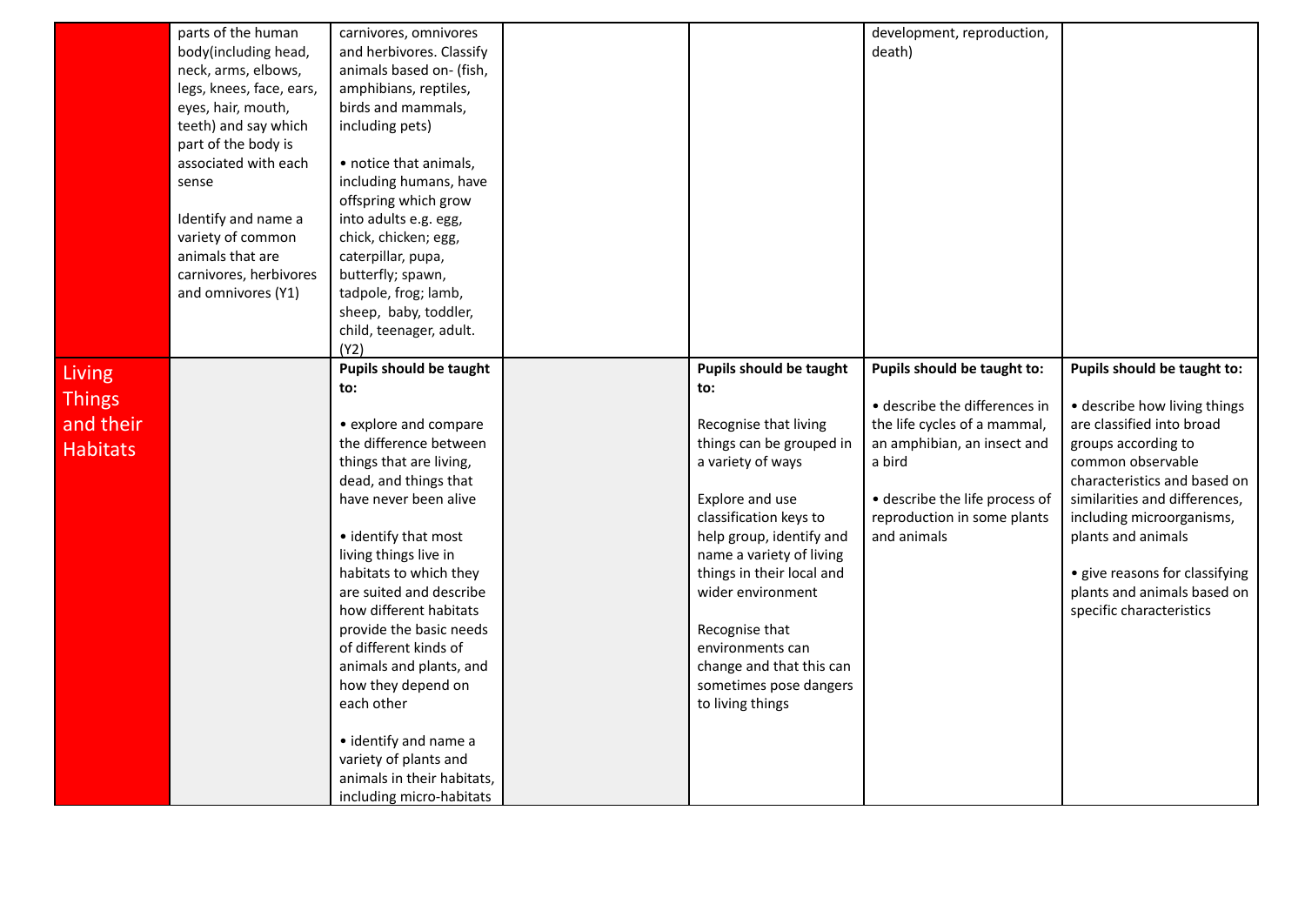|  |  |  |  |  |  |  |
|---|---|---|---|---|---|---|
|  | parts of the human body(including head, neck, arms, elbows, legs, knees, face, ears, eyes, hair, mouth, teeth) and say which part of the body is associated with each sense<br><br>Identify and name a variety of common animals that are carnivores, herbivores and omnivores (Y1) | carnivores, omnivores and herbivores. Classify animals based on- (fish, amphibians, reptiles, birds and mammals, including pets)<br><br>• notice that animals, including humans, have offspring which grow into adults e.g. egg, chick, chicken; egg, caterpillar, pupa, butterfly; spawn, tadpole, frog; lamb, sheep, baby, toddler, child, teenager, adult. (Y2) |  |  | development, reproduction, death) |  |
| Living Things and their Habitats |  | **Pupils should be taught to:**<br><br>• explore and compare the difference between things that are living, dead, and things that have never been alive<br><br>• identify that most living things live in habitats to which they are suited and describe how different habitats provide the basic needs of different kinds of animals and plants, and how they depend on each other<br><br>• identify and name a variety of plants and animals in their habitats, including micro-habitats |  | **Pupils should be taught to:**<br><br>Recognise that living things can be grouped in a variety of ways<br><br>Explore and use classification keys to help group, identify and name a variety of living things in their local and wider environment<br><br>Recognise that environments can change and that this can sometimes pose dangers to living things | **Pupils should be taught to:**<br><br>• describe the differences in the life cycles of a mammal, an amphibian, an insect and a bird<br><br>• describe the life process of reproduction in some plants and animals | **Pupils should be taught to:**<br><br>• describe how living things are classified into broad groups according to common observable characteristics and based on similarities and differences, including microorganisms, plants and animals<br><br>• give reasons for classifying plants and animals based on specific characteristics |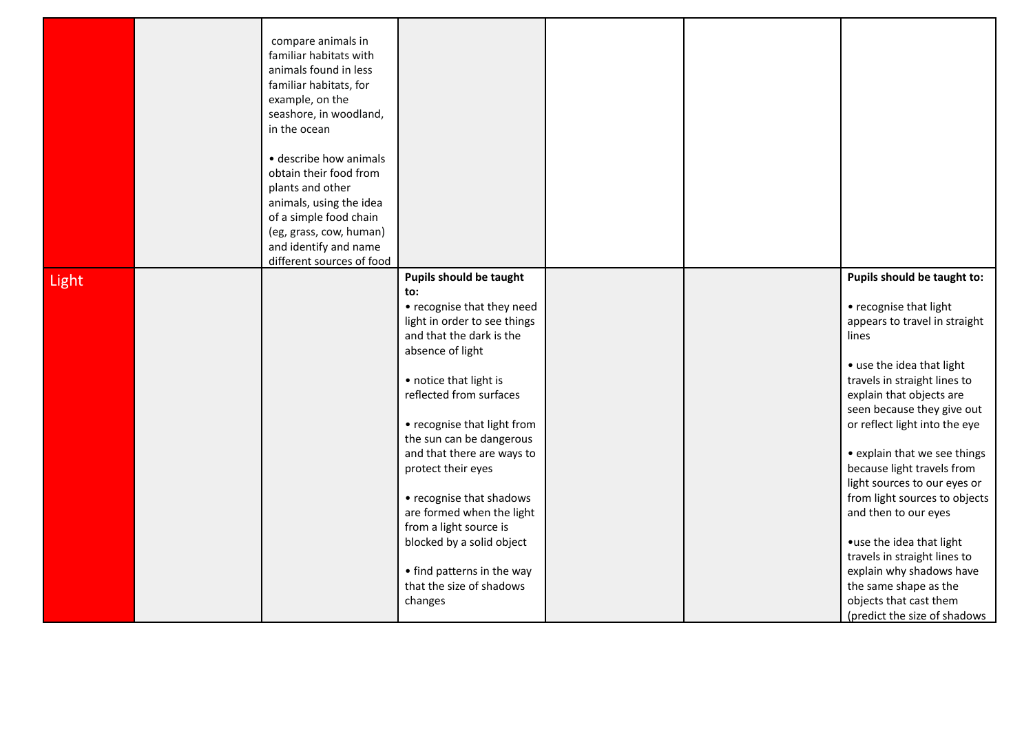| | | | | | | |
|---|---|---|---|---|---|---|
| | | compare animals in familiar habitats with animals found in less familiar habitats, for example, on the seashore, in woodland, in the ocean<br><br>• describe how animals obtain their food from plants and other animals, using the idea of a simple food chain (eg, grass, cow, human) and identify and name different sources of food | | | | |
| Light | | | **Pupils should be taught to:**<br>• recognise that they need light in order to see things and that the dark is the absence of light<br><br>• notice that light is reflected from surfaces<br><br>• recognise that light from the sun can be dangerous and that there are ways to protect their eyes<br><br>• recognise that shadows are formed when the light from a light source is blocked by a solid object<br><br>• find patterns in the way that the size of shadows changes | | | **Pupils should be taught to:**<br><br>• recognise that light appears to travel in straight lines<br><br>• use the idea that light travels in straight lines to explain that objects are seen because they give out or reflect light into the eye<br><br>• explain that we see things because light travels from light sources to our eyes or from light sources to objects and then to our eyes<br><br>•use the idea that light travels in straight lines to explain why shadows have the same shape as the objects that cast them (predict the size of shadows |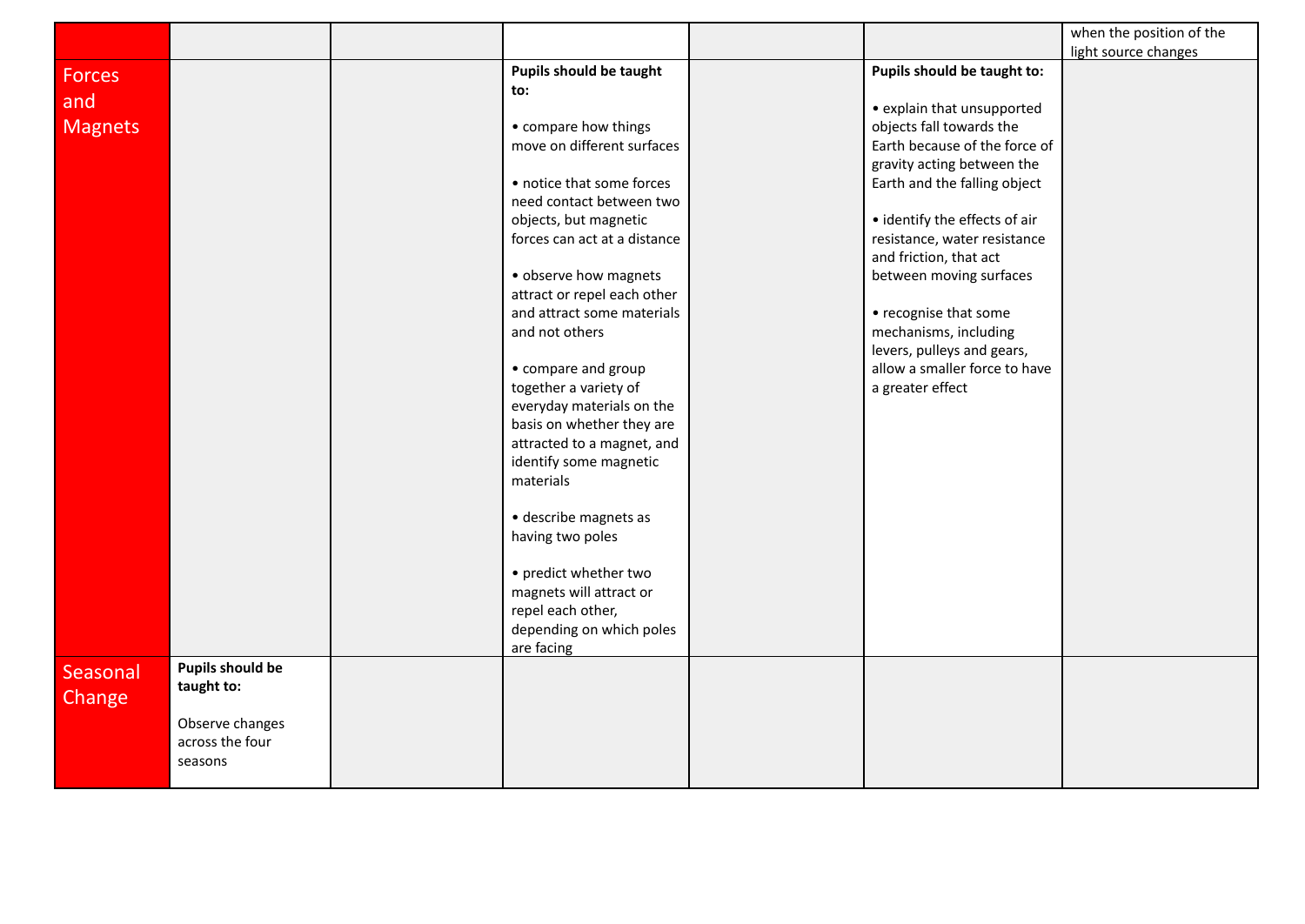| | | | | | | |
|---|---|---|---|---|---|---|
| | | | | | | when the position of the light source changes |
| Forces and Magnets | | | **Pupils should be taught to:**<br><br>• compare how things move on different surfaces<br><br>• notice that some forces need contact between two objects, but magnetic forces can act at a distance<br><br>• observe how magnets attract or repel each other and attract some materials and not others<br><br>• compare and group together a variety of everyday materials on the basis on whether they are attracted to a magnet, and identify some magnetic materials<br><br>• describe magnets as having two poles<br><br>• predict whether two magnets will attract or repel each other, depending on which poles are facing | | **Pupils should be taught to:**<br><br>• explain that unsupported objects fall towards the Earth because of the force of gravity acting between the Earth and the falling object<br><br>• identify the effects of air resistance, water resistance and friction, that act between moving surfaces<br><br>• recognise that some mechanisms, including levers, pulleys and gears, allow a smaller force to have a greater effect | |
| Seasonal Change | **Pupils should be taught to:**<br><br>Observe changes across the four seasons | | | | | |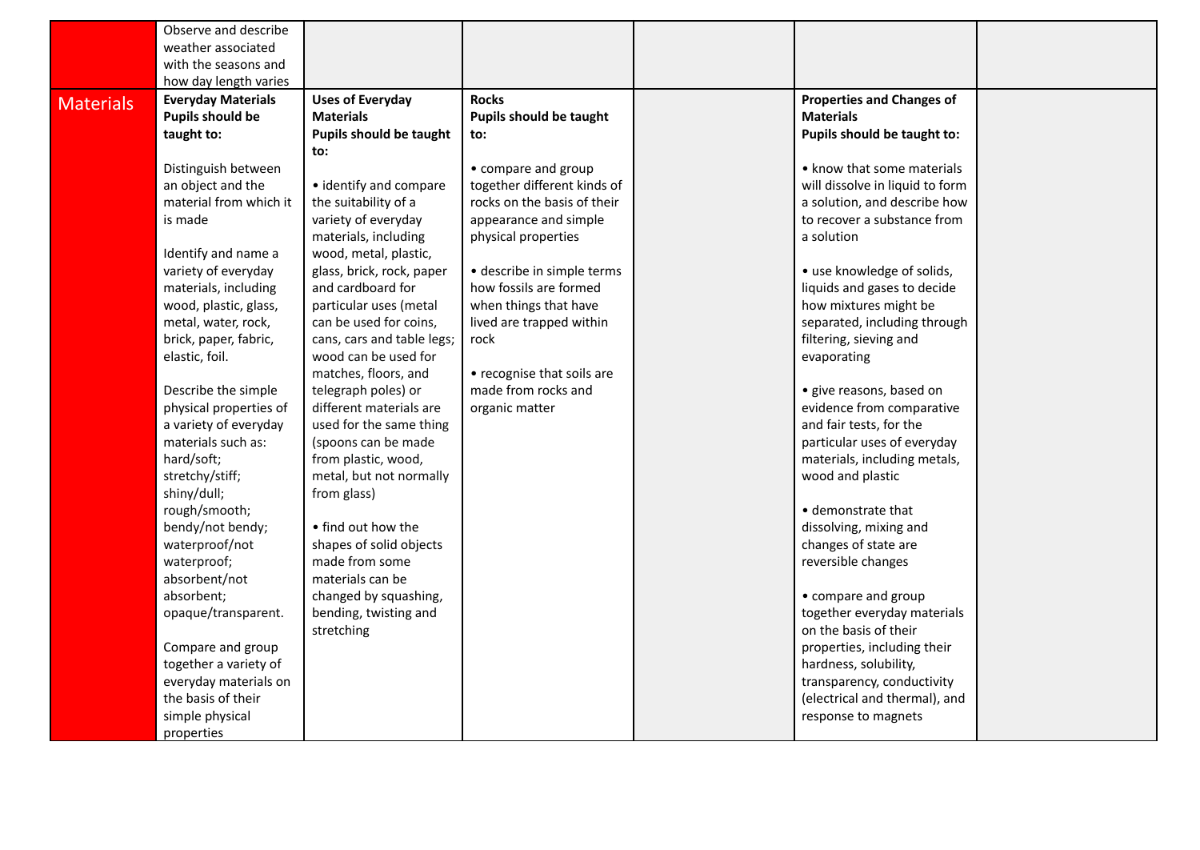| | | | | | | |
|---|---|---|---|---|---|---|
| | Observe and describe weather associated with the seasons and how day length varies | | | | | |
| Materials | **Everyday Materials**<br>**Pupils should be taught to:**<br><br>Distinguish between an object and the material from which it is made<br><br>Identify and name a variety of everyday materials, including wood, plastic, glass, metal, water, rock, brick, paper, fabric, elastic, foil.<br><br>Describe the simple physical properties of a variety of everyday materials such as: hard/soft; stretchy/stiff; shiny/dull; rough/smooth; bendy/not bendy; waterproof/not waterproof; absorbent/not absorbent; opaque/transparent.<br><br>Compare and group together a variety of everyday materials on the basis of their simple physical properties | **Uses of Everyday Materials**<br>**Pupils should be taught to:**<br><br>• identify and compare the suitability of a variety of everyday materials, including wood, metal, plastic, glass, brick, rock, paper and cardboard for particular uses (metal can be used for coins, cans, cars and table legs; wood can be used for matches, floors, and telegraph poles) or different materials are used for the same thing (spoons can be made from plastic, wood, metal, but not normally from glass)<br><br>• find out how the shapes of solid objects made from some materials can be changed by squashing, bending, twisting and stretching | **Rocks**<br>**Pupils should be taught to:**<br><br>• compare and group together different kinds of rocks on the basis of their appearance and simple physical properties<br><br>• describe in simple terms how fossils are formed when things that have lived are trapped within rock<br><br>• recognise that soils are made from rocks and organic matter | | **Properties and Changes of Materials**<br>**Pupils should be taught to:**<br><br>• know that some materials will dissolve in liquid to form a solution, and describe how to recover a substance from a solution<br><br>• use knowledge of solids, liquids and gases to decide how mixtures might be separated, including through filtering, sieving and evaporating<br><br>• give reasons, based on evidence from comparative and fair tests, for the particular uses of everyday materials, including metals, wood and plastic<br><br>• demonstrate that dissolving, mixing and changes of state are reversible changes<br><br>• compare and group together everyday materials on the basis of their properties, including their hardness, solubility, transparency, conductivity (electrical and thermal), and response to magnets | |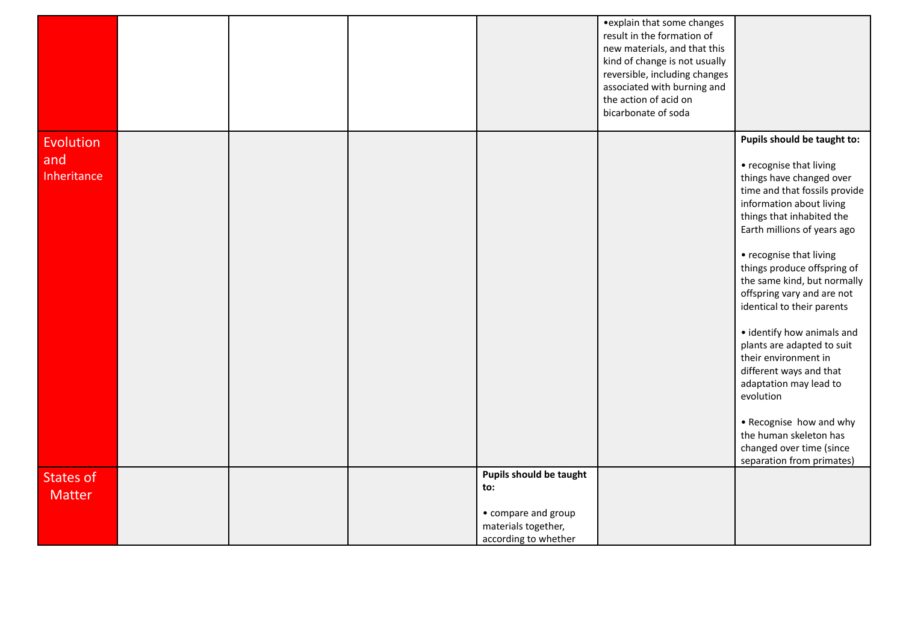| | | | | | | |
|---|---|---|---|---|---|---|
| | | | | | •explain that some changes result in the formation of new materials, and that this kind of change is not usually reversible, including changes associated with burning and the action of acid on bicarbonate of soda | |
| Evolution and Inheritance | | | | | | **Pupils should be taught to:**<br><br>• recognise that living things have changed over time and that fossils provide information about living things that inhabited the Earth millions of years ago<br><br>• recognise that living things produce offspring of the same kind, but normally offspring vary and are not identical to their parents<br><br>• identify how animals and plants are adapted to suit their environment in different ways and that adaptation may lead to evolution<br><br>• Recognise how and why the human skeleton has changed over time (since separation from primates) |
| States of Matter | | | | **Pupils should be taught to:**<br><br>• compare and group materials together, according to whether | | |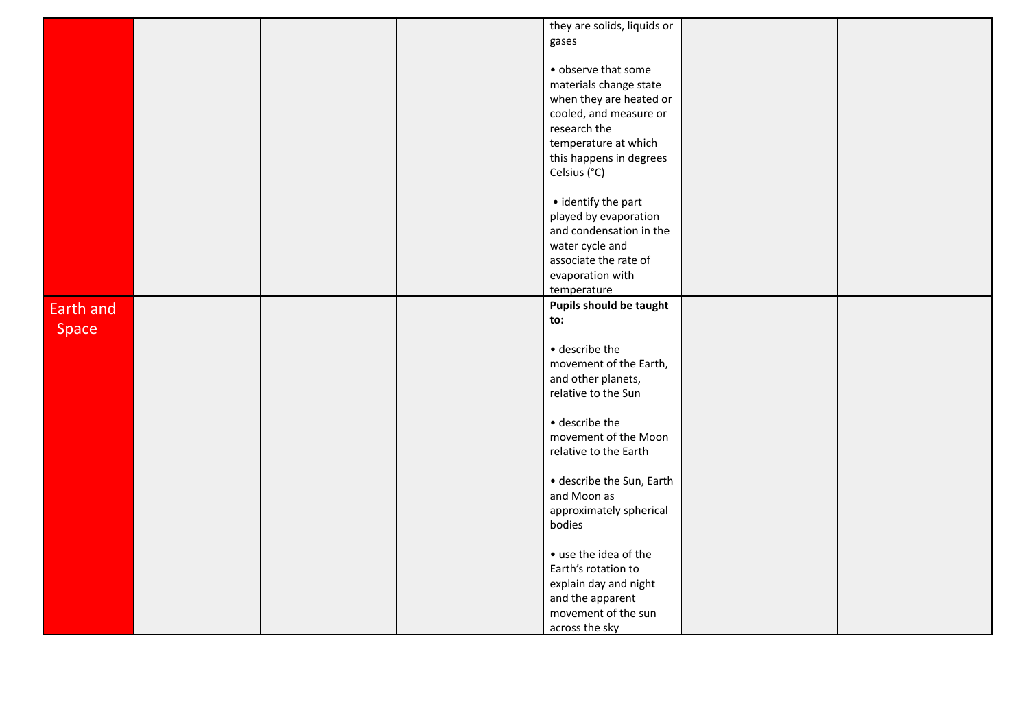|  |  |  |  |  |  |  |
|---|---|---|---|---|---|---|
|  |  |  |  | they are solids, liquids or gases<br><br>• observe that some materials change state when they are heated or cooled, and measure or research the temperature at which this happens in degrees Celsius (°C)<br><br>• identify the part played by evaporation and condensation in the water cycle and associate the rate of evaporation with temperature |  |  |
| Earth and Space |  |  |  | **Pupils should be taught to:**<br><br>• describe the movement of the Earth, and other planets, relative to the Sun<br><br>• describe the movement of the Moon relative to the Earth<br><br>• describe the Sun, Earth and Moon as approximately spherical bodies<br><br>• use the idea of the Earth's rotation to explain day and night and the apparent movement of the sun across the sky |  |  |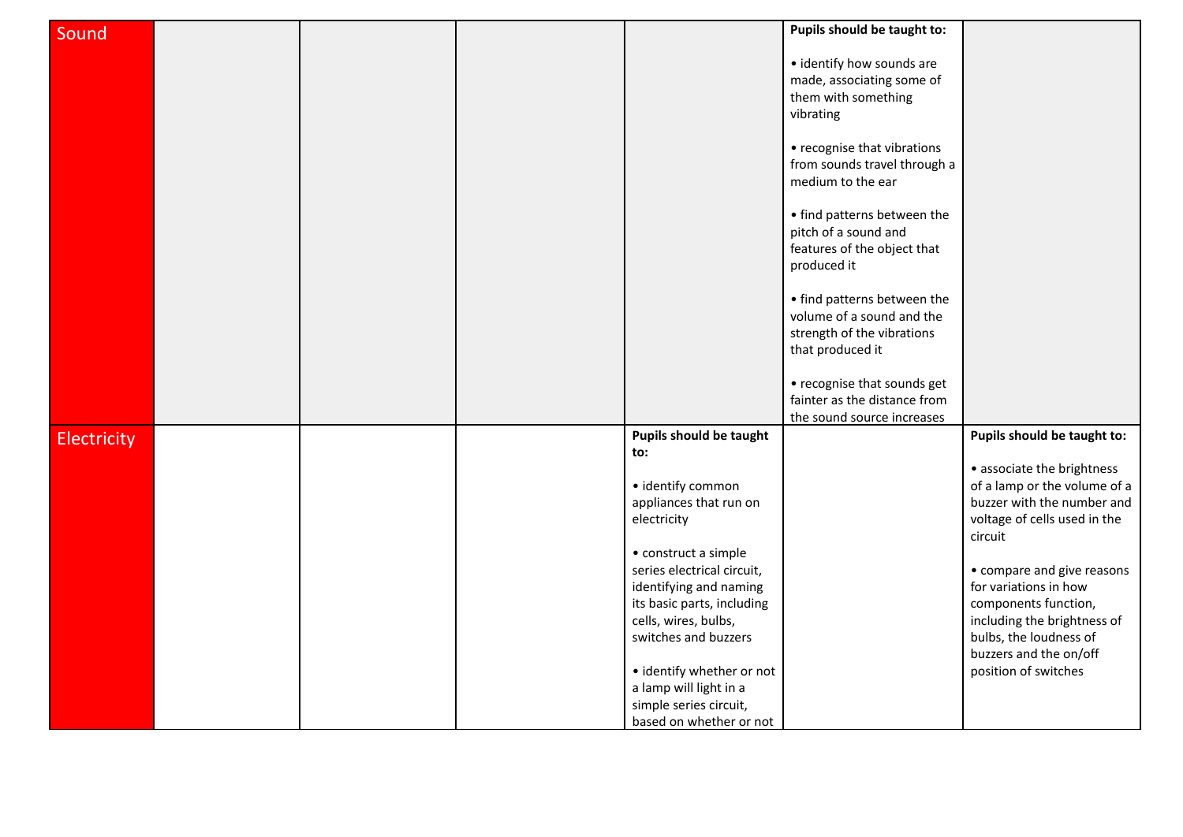| | | | | | | |
|---|---|---|---|---|---|---|
| Sound | | | | | **Pupils should be taught to:**<br><br>• identify how sounds are made, associating some of them with something vibrating<br><br>• recognise that vibrations from sounds travel through a medium to the ear<br><br>• find patterns between the pitch of a sound and features of the object that produced it<br><br>• find patterns between the volume of a sound and the strength of the vibrations that produced it<br><br>• recognise that sounds get fainter as the distance from the sound source increases | |
| Electricity | | | | **Pupils should be taught to:**<br><br>• identify common appliances that run on electricity<br><br>• construct a simple series electrical circuit, identifying and naming its basic parts, including cells, wires, bulbs, switches and buzzers<br><br>• identify whether or not a lamp will light in a simple series circuit, based on whether or not | | **Pupils should be taught to:**<br><br>• associate the brightness of a lamp or the volume of a buzzer with the number and voltage of cells used in the circuit<br><br>• compare and give reasons for variations in how components function, including the brightness of bulbs, the loudness of buzzers and the on/off position of switches |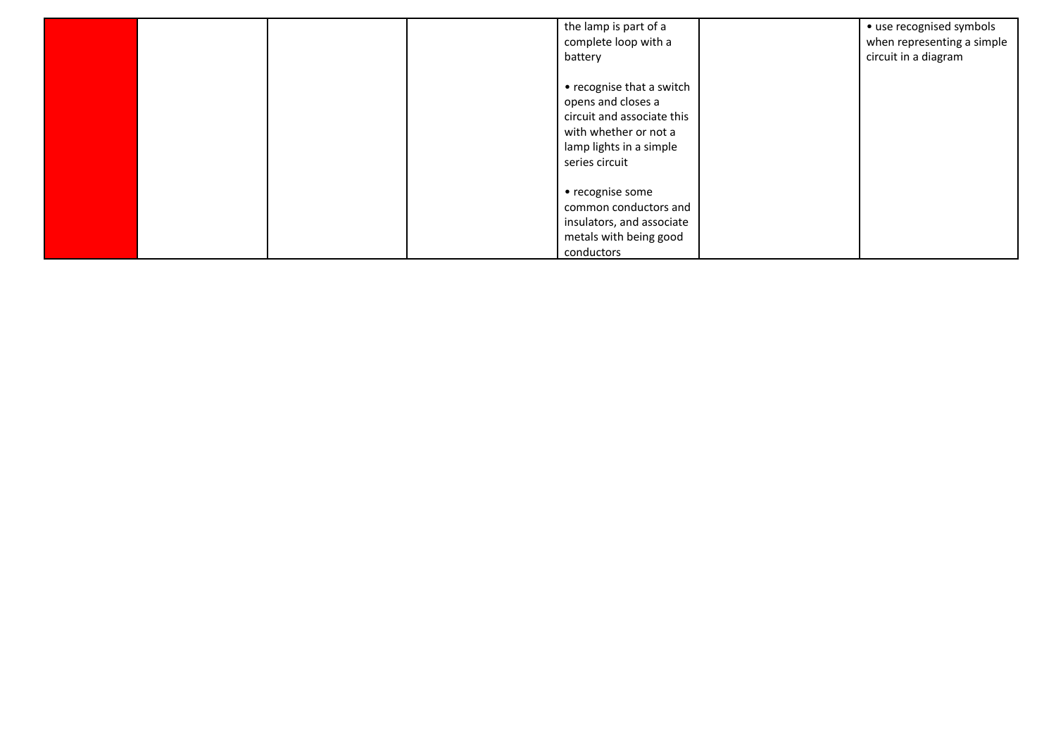| | | | | | | |
|---|---|---|---|---|---|---|
| | | | | the lamp is part of a complete loop with a battery<br><br>• recognise that a switch opens and closes a circuit and associate this with whether or not a lamp lights in a simple series circuit<br><br>• recognise some common conductors and insulators, and associate metals with being good conductors | | • use recognised symbols when representing a simple circuit in a diagram |